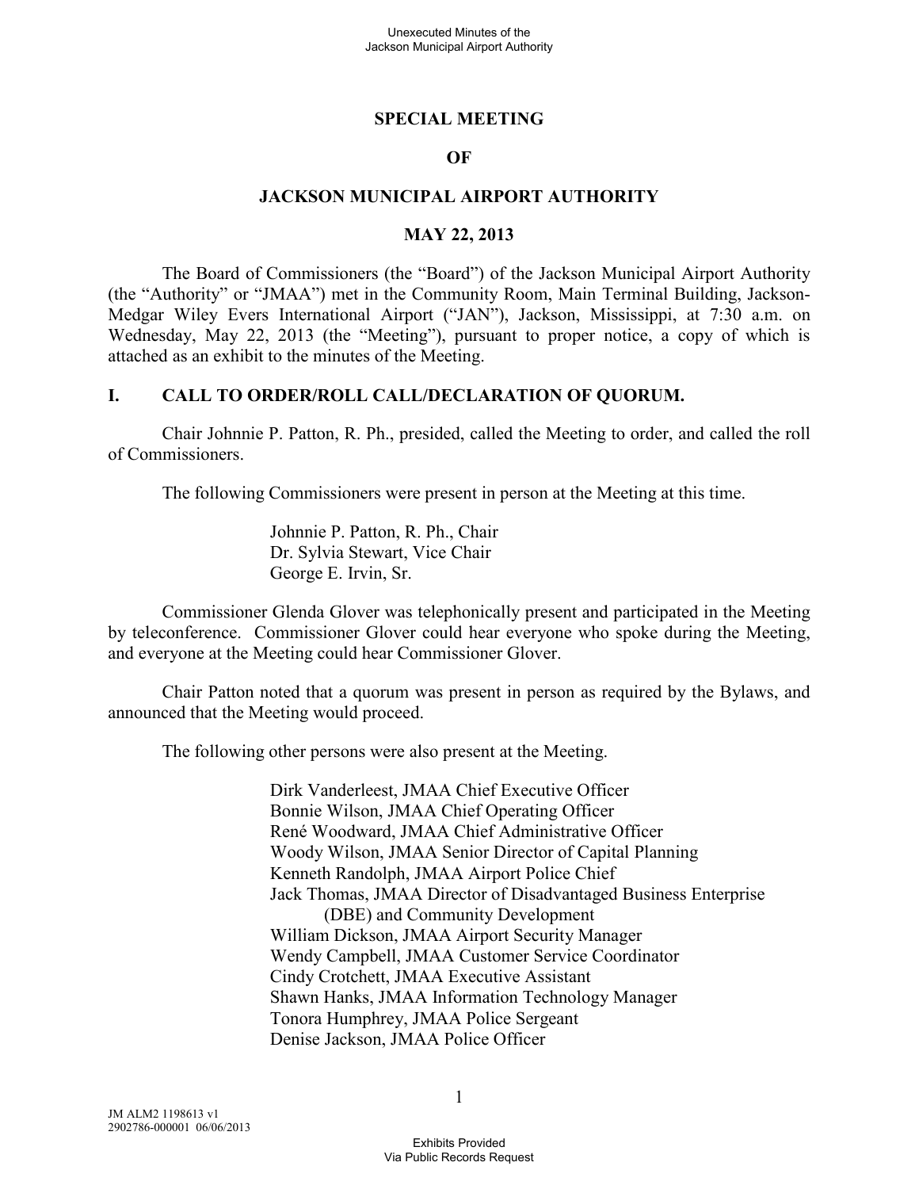**SPECIAL MEETING**

**OF**

**JACKSON MUNICIPAL AIRPORT AUTHORITY**

**MAY 22, 2013**

The Board of Commissioners (the "Board") of the Jackson Municipal Airport Authority (the "Authority" or "JMAA") met in the Community Room, Main Terminal Building, Jackson-Medgar Wiley Evers International Airport ("JAN"), Jackson, Mississippi, at 7:30 a.m. on Wednesday, May 22, 2013 (the "Meeting"), pursuant to proper notice, a copy of which is attached as an exhibit to the minutes of the Meeting.

## I. CALL TO ORDER/ROLL CALL/DECLARATION OF QUORUM.

Chair Johnnie P. Patton, R. Ph., presided, called the Meeting to order, and called the roll of Commissioners.

The following Commissioners were present in person at the Meeting at this time.

> Johnnie P. Patton, R. Ph., Chair
> Dr. Sylvia Stewart, Vice Chair
> George E. Irvin, Sr.

Commissioner Glenda Glover was telephonically present and participated in the Meeting by teleconference. Commissioner Glover could hear everyone who spoke during the Meeting, and everyone at the Meeting could hear Commissioner Glover.

Chair Patton noted that a quorum was present in person as required by the Bylaws, and announced that the Meeting would proceed.

The following other persons were also present at the Meeting.

> Dirk Vanderleest, JMAA Chief Executive Officer
> Bonnie Wilson, JMAA Chief Operating Officer
> René Woodward, JMAA Chief Administrative Officer
> Woody Wilson, JMAA Senior Director of Capital Planning
> Kenneth Randolph, JMAA Airport Police Chief
> Jack Thomas, JMAA Director of Disadvantaged Business Enterprise (DBE) and Community Development
> William Dickson, JMAA Airport Security Manager
> Wendy Campbell, JMAA Customer Service Coordinator
> Cindy Crotchett, JMAA Executive Assistant
> Shawn Hanks, JMAA Information Technology Manager
> Tonora Humphrey, JMAA Police Sergeant
> Denise Jackson, JMAA Police Officer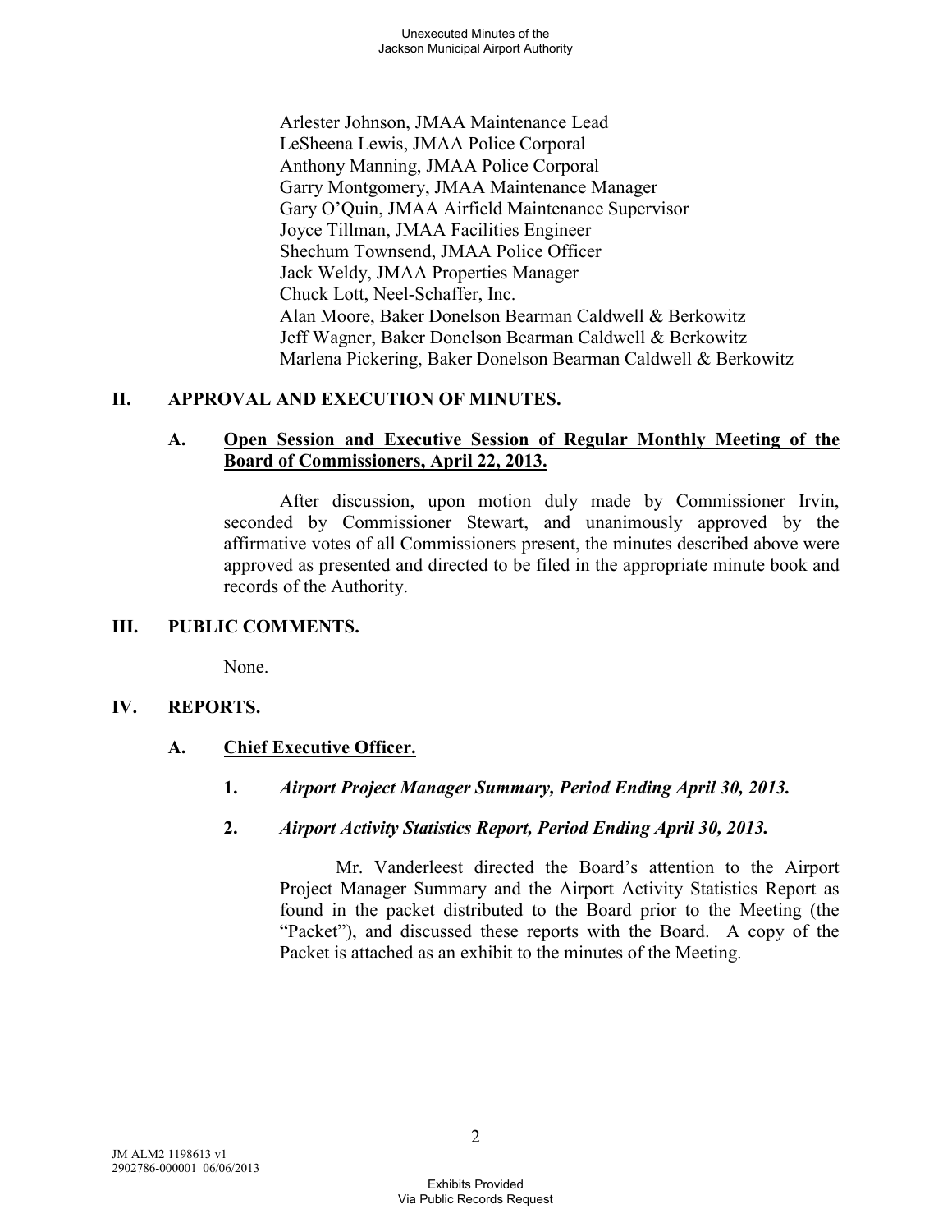Arlester Johnson, JMAA Maintenance Lead
LeSheena Lewis, JMAA Police Corporal
Anthony Manning, JMAA Police Corporal
Garry Montgomery, JMAA Maintenance Manager
Gary O'Quin, JMAA Airfield Maintenance Supervisor
Joyce Tillman, JMAA Facilities Engineer
Shechum Townsend, JMAA Police Officer
Jack Weldy, JMAA Properties Manager
Chuck Lott, Neel-Schaffer, Inc.
Alan Moore, Baker Donelson Bearman Caldwell & Berkowitz
Jeff Wagner, Baker Donelson Bearman Caldwell & Berkowitz
Marlena Pickering, Baker Donelson Bearman Caldwell & Berkowitz

## II. APPROVAL AND EXECUTION OF MINUTES.

### A. Open Session and Executive Session of Regular Monthly Meeting of the Board of Commissioners, April 22, 2013.

After discussion, upon motion duly made by Commissioner Irvin, seconded by Commissioner Stewart, and unanimously approved by the affirmative votes of all Commissioners present, the minutes described above were approved as presented and directed to be filed in the appropriate minute book and records of the Authority.

## III. PUBLIC COMMENTS.

None.

## IV. REPORTS.

### A. Chief Executive Officer.

**1.** ***Airport Project Manager Summary, Period Ending April 30, 2013.***

**2.** ***Airport Activity Statistics Report, Period Ending April 30, 2013.***

Mr. Vanderleest directed the Board's attention to the Airport Project Manager Summary and the Airport Activity Statistics Report as found in the packet distributed to the Board prior to the Meeting (the "Packet"), and discussed these reports with the Board. A copy of the Packet is attached as an exhibit to the minutes of the Meeting.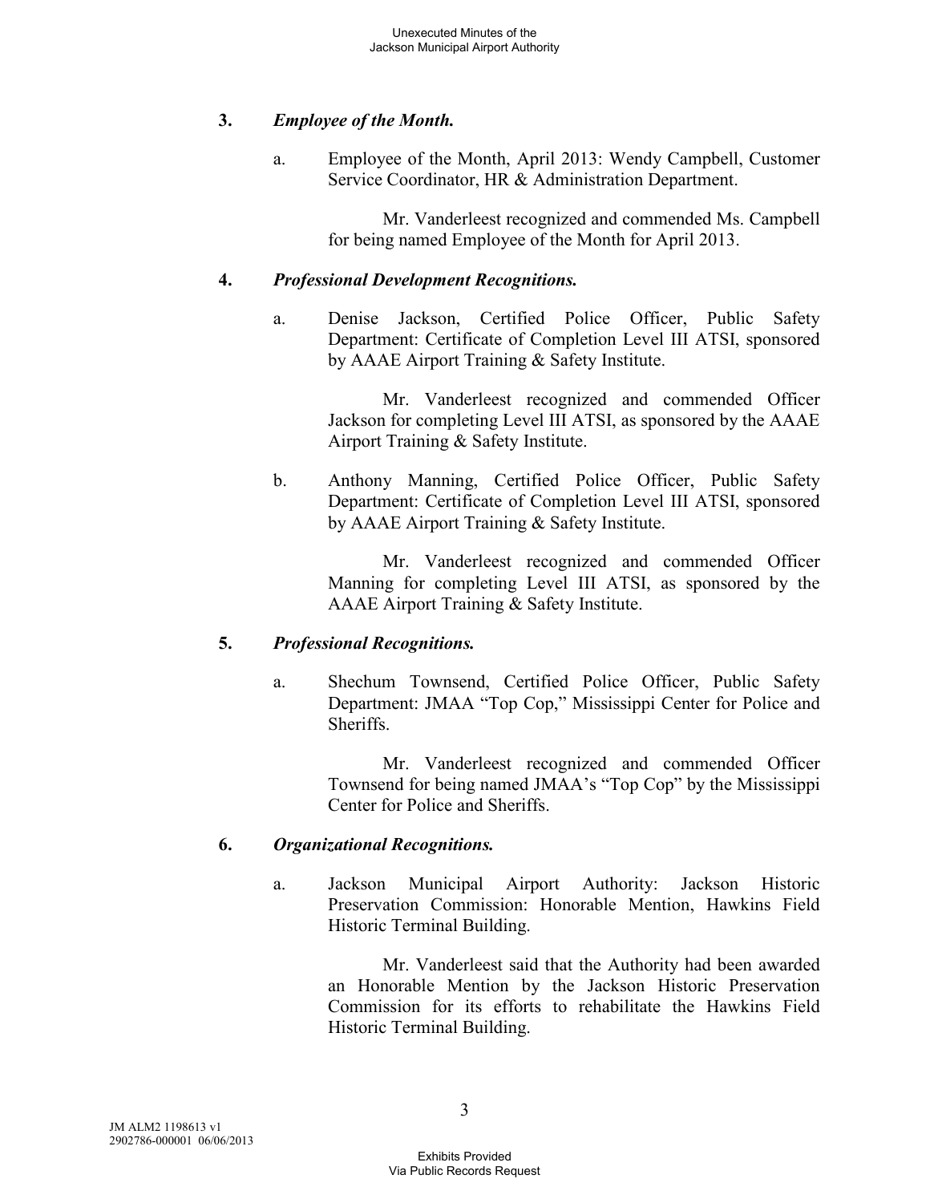**3.** ***Employee of the Month.***

a. Employee of the Month, April 2013: Wendy Campbell, Customer Service Coordinator, HR & Administration Department.

Mr. Vanderleest recognized and commended Ms. Campbell for being named Employee of the Month for April 2013.

**4.** ***Professional Development Recognitions.***

a. Denise Jackson, Certified Police Officer, Public Safety Department: Certificate of Completion Level III ATSI, sponsored by AAAE Airport Training & Safety Institute.

Mr. Vanderleest recognized and commended Officer Jackson for completing Level III ATSI, as sponsored by the AAAE Airport Training & Safety Institute.

b. Anthony Manning, Certified Police Officer, Public Safety Department: Certificate of Completion Level III ATSI, sponsored by AAAE Airport Training & Safety Institute.

Mr. Vanderleest recognized and commended Officer Manning for completing Level III ATSI, as sponsored by the AAAE Airport Training & Safety Institute.

**5.** ***Professional Recognitions.***

a. Shechum Townsend, Certified Police Officer, Public Safety Department: JMAA "Top Cop," Mississippi Center for Police and Sheriffs.

Mr. Vanderleest recognized and commended Officer Townsend for being named JMAA's "Top Cop" by the Mississippi Center for Police and Sheriffs.

**6.** ***Organizational Recognitions.***

a. Jackson Municipal Airport Authority: Jackson Historic Preservation Commission: Honorable Mention, Hawkins Field Historic Terminal Building.

Mr. Vanderleest said that the Authority had been awarded an Honorable Mention by the Jackson Historic Preservation Commission for its efforts to rehabilitate the Hawkins Field Historic Terminal Building.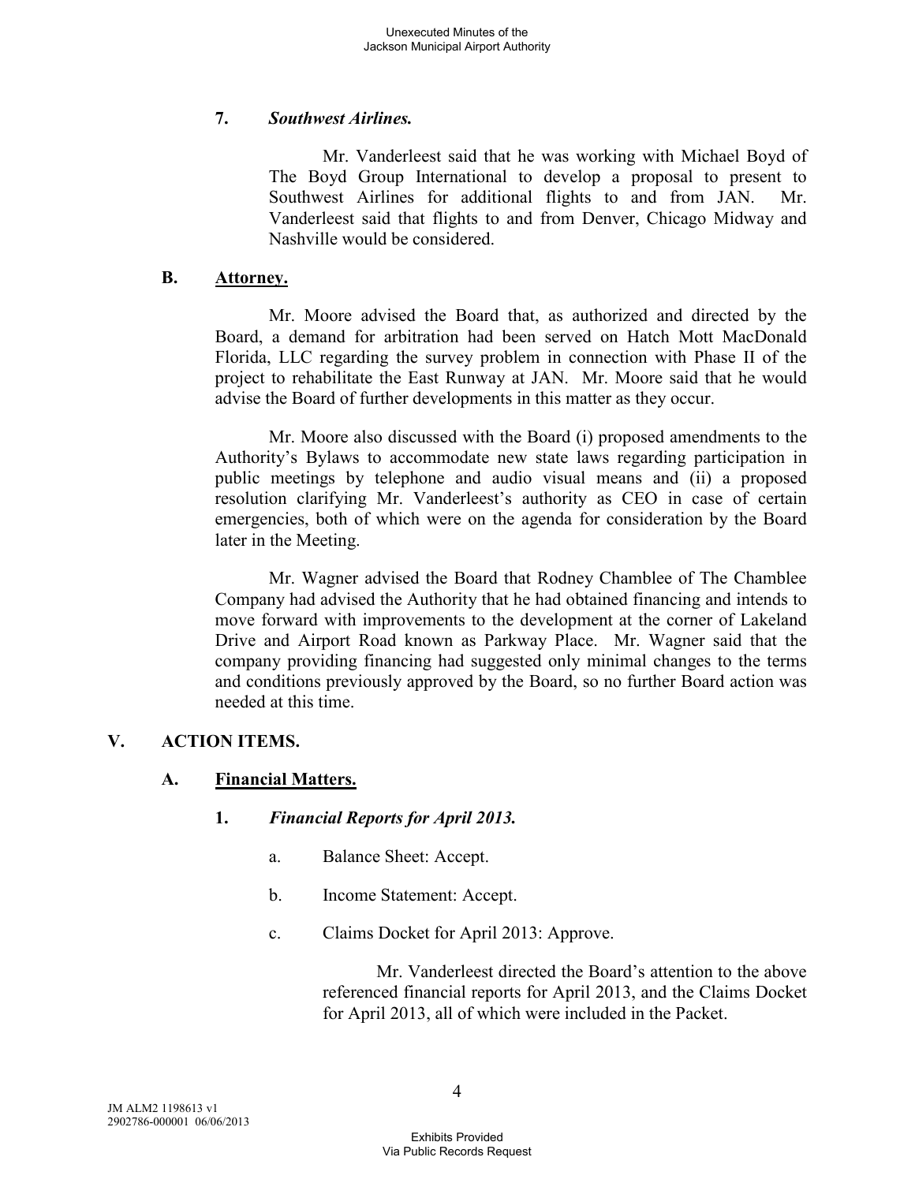**7.** ***Southwest Airlines.***

Mr. Vanderleest said that he was working with Michael Boyd of The Boyd Group International to develop a proposal to present to Southwest Airlines for additional flights to and from JAN. Mr. Vanderleest said that flights to and from Denver, Chicago Midway and Nashville would be considered.

**B.** **Attorney.**

Mr. Moore advised the Board that, as authorized and directed by the Board, a demand for arbitration had been served on Hatch Mott MacDonald Florida, LLC regarding the survey problem in connection with Phase II of the project to rehabilitate the East Runway at JAN. Mr. Moore said that he would advise the Board of further developments in this matter as they occur.

Mr. Moore also discussed with the Board (i) proposed amendments to the Authority's Bylaws to accommodate new state laws regarding participation in public meetings by telephone and audio visual means and (ii) a proposed resolution clarifying Mr. Vanderleest's authority as CEO in case of certain emergencies, both of which were on the agenda for consideration by the Board later in the Meeting.

Mr. Wagner advised the Board that Rodney Chamblee of The Chamblee Company had advised the Authority that he had obtained financing and intends to move forward with improvements to the development at the corner of Lakeland Drive and Airport Road known as Parkway Place. Mr. Wagner said that the company providing financing had suggested only minimal changes to the terms and conditions previously approved by the Board, so no further Board action was needed at this time.

## V. ACTION ITEMS.

**A.** **Financial Matters.**

**1.** ***Financial Reports for April 2013.***

a. Balance Sheet: Accept.

b. Income Statement: Accept.

c. Claims Docket for April 2013: Approve.

Mr. Vanderleest directed the Board's attention to the above referenced financial reports for April 2013, and the Claims Docket for April 2013, all of which were included in the Packet.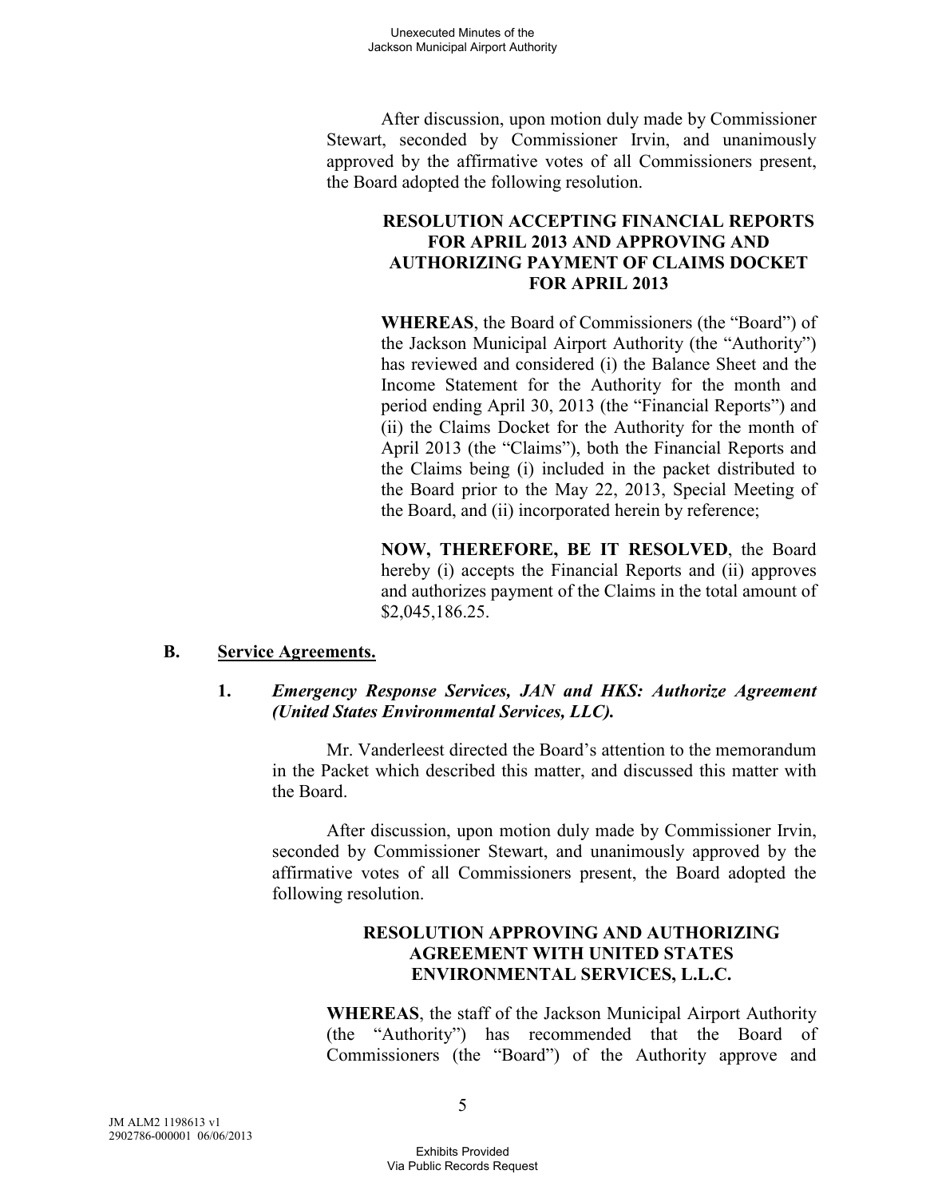After discussion, upon motion duly made by Commissioner Stewart, seconded by Commissioner Irvin, and unanimously approved by the affirmative votes of all Commissioners present, the Board adopted the following resolution.

**RESOLUTION ACCEPTING FINANCIAL REPORTS FOR APRIL 2013 AND APPROVING AND AUTHORIZING PAYMENT OF CLAIMS DOCKET FOR APRIL 2013**

**WHEREAS**, the Board of Commissioners (the "Board") of the Jackson Municipal Airport Authority (the "Authority") has reviewed and considered (i) the Balance Sheet and the Income Statement for the Authority for the month and period ending April 30, 2013 (the "Financial Reports") and (ii) the Claims Docket for the Authority for the month of April 2013 (the "Claims"), both the Financial Reports and the Claims being (i) included in the packet distributed to the Board prior to the May 22, 2013, Special Meeting of the Board, and (ii) incorporated herein by reference;

**NOW, THEREFORE, BE IT RESOLVED**, the Board hereby (i) accepts the Financial Reports and (ii) approves and authorizes payment of the Claims in the total amount of \$2,045,186.25.

## B. Service Agreements.

### 1. *Emergency Response Services, JAN and HKS: Authorize Agreement (United States Environmental Services, LLC).*

Mr. Vanderleest directed the Board's attention to the memorandum in the Packet which described this matter, and discussed this matter with the Board.

After discussion, upon motion duly made by Commissioner Irvin, seconded by Commissioner Stewart, and unanimously approved by the affirmative votes of all Commissioners present, the Board adopted the following resolution.

**RESOLUTION APPROVING AND AUTHORIZING AGREEMENT WITH UNITED STATES ENVIRONMENTAL SERVICES, L.L.C.**

**WHEREAS**, the staff of the Jackson Municipal Airport Authority (the "Authority") has recommended that the Board of Commissioners (the "Board") of the Authority approve and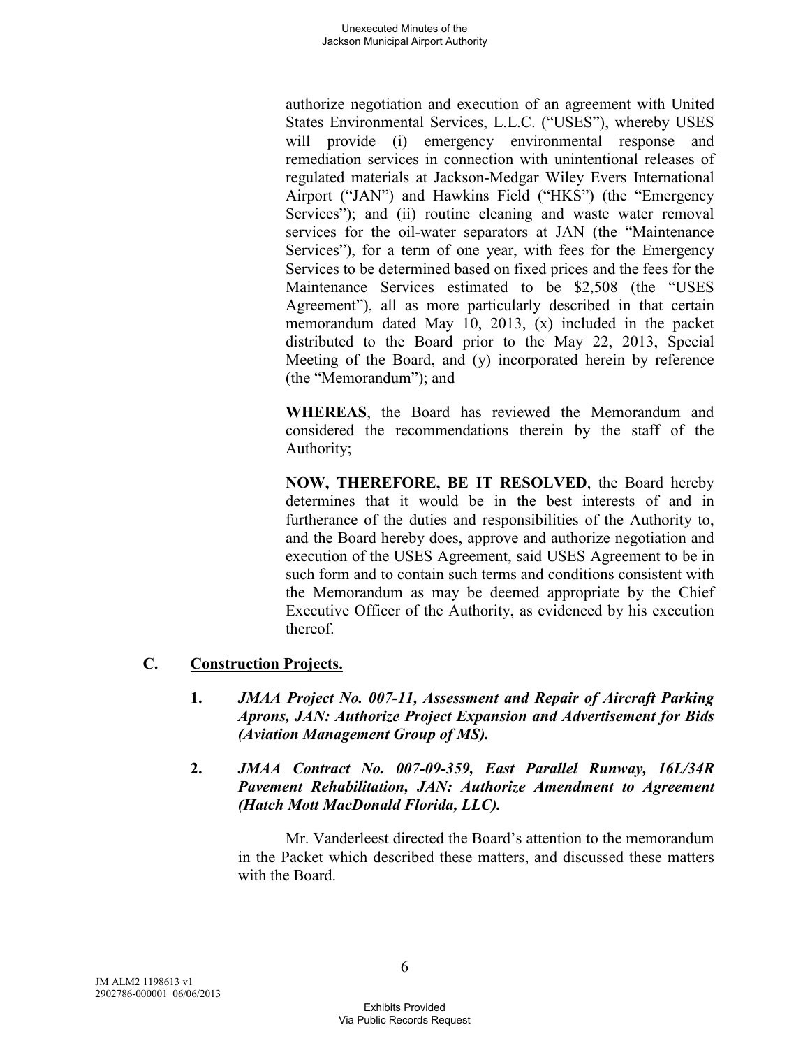authorize negotiation and execution of an agreement with United States Environmental Services, L.L.C. ("USES"), whereby USES will provide (i) emergency environmental response and remediation services in connection with unintentional releases of regulated materials at Jackson-Medgar Wiley Evers International Airport ("JAN") and Hawkins Field ("HKS") (the "Emergency Services"); and (ii) routine cleaning and waste water removal services for the oil-water separators at JAN (the "Maintenance Services"), for a term of one year, with fees for the Emergency Services to be determined based on fixed prices and the fees for the Maintenance Services estimated to be $2,508 (the "USES Agreement"), all as more particularly described in that certain memorandum dated May 10, 2013, (x) included in the packet distributed to the Board prior to the May 22, 2013, Special Meeting of the Board, and (y) incorporated herein by reference (the "Memorandum"); and

**WHEREAS**, the Board has reviewed the Memorandum and considered the recommendations therein by the staff of the Authority;

**NOW, THEREFORE, BE IT RESOLVED**, the Board hereby determines that it would be in the best interests of and in furtherance of the duties and responsibilities of the Authority to, and the Board hereby does, approve and authorize negotiation and execution of the USES Agreement, said USES Agreement to be in such form and to contain such terms and conditions consistent with the Memorandum as may be deemed appropriate by the Chief Executive Officer of the Authority, as evidenced by his execution thereof.

## C. Construction Projects.

1. ***JMAA Project No. 007-11, Assessment and Repair of Aircraft Parking Aprons, JAN: Authorize Project Expansion and Advertisement for Bids (Aviation Management Group of MS).***

2. ***JMAA Contract No. 007-09-359, East Parallel Runway, 16L/34R Pavement Rehabilitation, JAN: Authorize Amendment to Agreement (Hatch Mott MacDonald Florida, LLC).***

Mr. Vanderleest directed the Board's attention to the memorandum in the Packet which described these matters, and discussed these matters with the Board.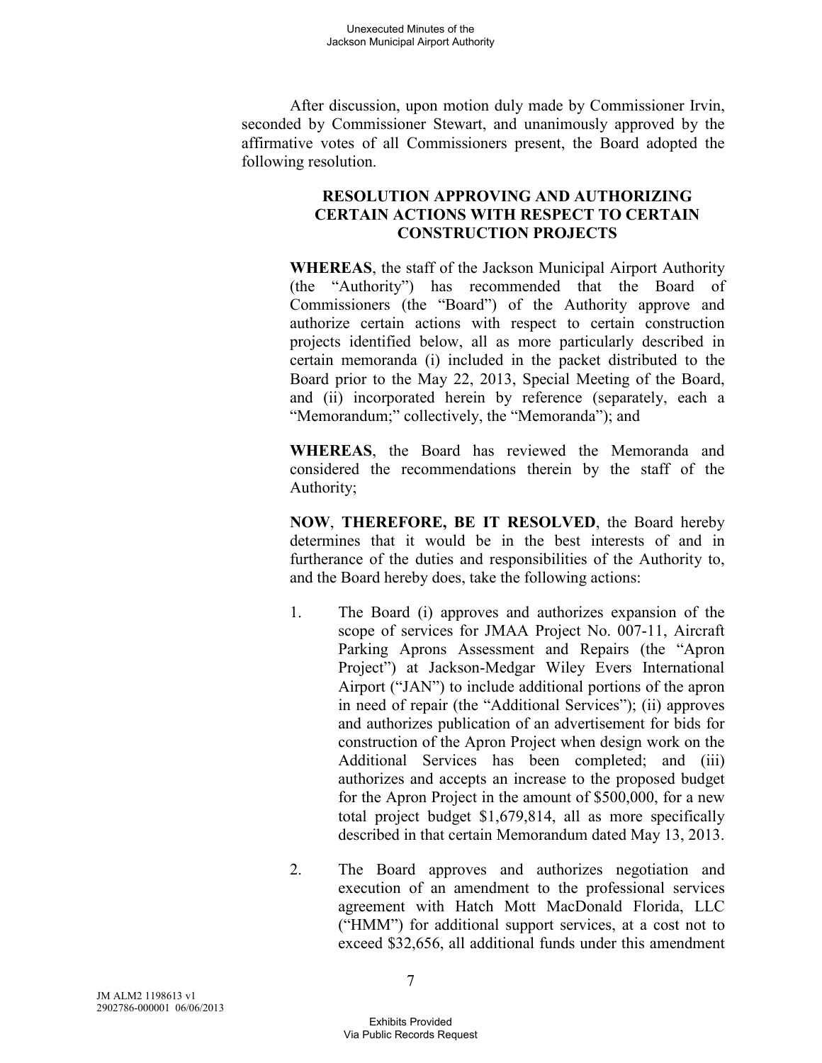After discussion, upon motion duly made by Commissioner Irvin, seconded by Commissioner Stewart, and unanimously approved by the affirmative votes of all Commissioners present, the Board adopted the following resolution.

**RESOLUTION APPROVING AND AUTHORIZING CERTAIN ACTIONS WITH RESPECT TO CERTAIN CONSTRUCTION PROJECTS**

**WHEREAS**, the staff of the Jackson Municipal Airport Authority (the "Authority") has recommended that the Board of Commissioners (the "Board") of the Authority approve and authorize certain actions with respect to certain construction projects identified below, all as more particularly described in certain memoranda (i) included in the packet distributed to the Board prior to the May 22, 2013, Special Meeting of the Board, and (ii) incorporated herein by reference (separately, each a "Memorandum;" collectively, the "Memoranda"); and

**WHEREAS**, the Board has reviewed the Memoranda and considered the recommendations therein by the staff of the Authority;

**NOW**, **THEREFORE, BE IT RESOLVED**, the Board hereby determines that it would be in the best interests of and in furtherance of the duties and responsibilities of the Authority to, and the Board hereby does, take the following actions:

1. The Board (i) approves and authorizes expansion of the scope of services for JMAA Project No. 007-11, Aircraft Parking Aprons Assessment and Repairs (the "Apron Project") at Jackson-Medgar Wiley Evers International Airport ("JAN") to include additional portions of the apron in need of repair (the "Additional Services"); (ii) approves and authorizes publication of an advertisement for bids for construction of the Apron Project when design work on the Additional Services has been completed; and (iii) authorizes and accepts an increase to the proposed budget for the Apron Project in the amount of $500,000, for a new total project budget $1,679,814, all as more specifically described in that certain Memorandum dated May 13, 2013.

2. The Board approves and authorizes negotiation and execution of an amendment to the professional services agreement with Hatch Mott MacDonald Florida, LLC ("HMM") for additional support services, at a cost not to exceed $32,656, all additional funds under this amendment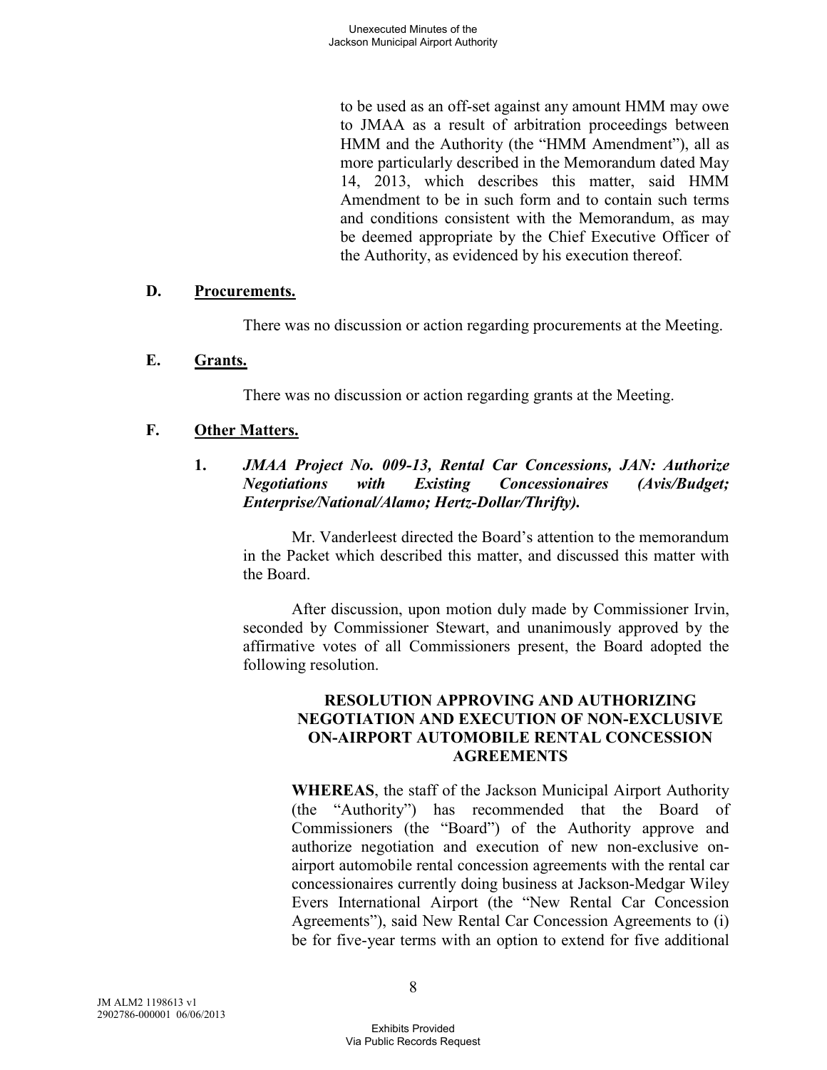to be used as an off-set against any amount HMM may owe to JMAA as a result of arbitration proceedings between HMM and the Authority (the "HMM Amendment"), all as more particularly described in the Memorandum dated May 14, 2013, which describes this matter, said HMM Amendment to be in such form and to contain such terms and conditions consistent with the Memorandum, as may be deemed appropriate by the Chief Executive Officer of the Authority, as evidenced by his execution thereof.

**D. Procurements.**

There was no discussion or action regarding procurements at the Meeting.

**E. Grants.**

There was no discussion or action regarding grants at the Meeting.

**F. Other Matters.**

**1. *JMAA Project No. 009-13, Rental Car Concessions, JAN: Authorize Negotiations with Existing Concessionaires (Avis/Budget; Enterprise/National/Alamo; Hertz-Dollar/Thrifty).***

Mr. Vanderleest directed the Board's attention to the memorandum in the Packet which described this matter, and discussed this matter with the Board.

After discussion, upon motion duly made by Commissioner Irvin, seconded by Commissioner Stewart, and unanimously approved by the affirmative votes of all Commissioners present, the Board adopted the following resolution.

**RESOLUTION APPROVING AND AUTHORIZING NEGOTIATION AND EXECUTION OF NON-EXCLUSIVE ON-AIRPORT AUTOMOBILE RENTAL CONCESSION AGREEMENTS**

**WHEREAS**, the staff of the Jackson Municipal Airport Authority (the "Authority") has recommended that the Board of Commissioners (the "Board") of the Authority approve and authorize negotiation and execution of new non-exclusive on-airport automobile rental concession agreements with the rental car concessionaires currently doing business at Jackson-Medgar Wiley Evers International Airport (the "New Rental Car Concession Agreements"), said New Rental Car Concession Agreements to (i) be for five-year terms with an option to extend for five additional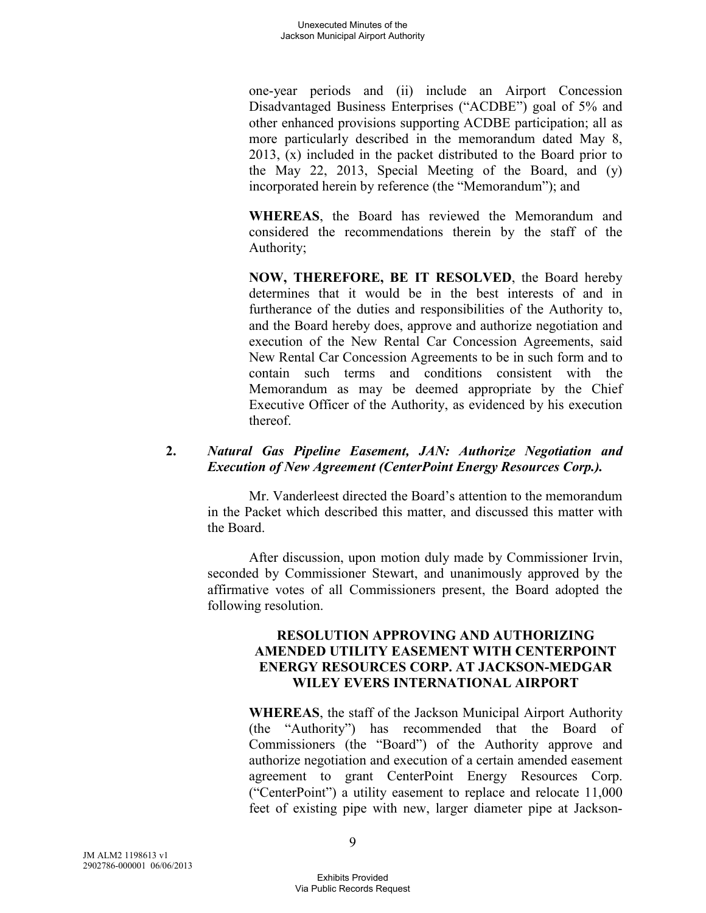one-year periods and (ii) include an Airport Concession Disadvantaged Business Enterprises ("ACDBE") goal of 5% and other enhanced provisions supporting ACDBE participation; all as more particularly described in the memorandum dated May 8, 2013, (x) included in the packet distributed to the Board prior to the May 22, 2013, Special Meeting of the Board, and (y) incorporated herein by reference (the "Memorandum"); and

**WHEREAS**, the Board has reviewed the Memorandum and considered the recommendations therein by the staff of the Authority;

**NOW, THEREFORE, BE IT RESOLVED**, the Board hereby determines that it would be in the best interests of and in furtherance of the duties and responsibilities of the Authority to, and the Board hereby does, approve and authorize negotiation and execution of the New Rental Car Concession Agreements, said New Rental Car Concession Agreements to be in such form and to contain such terms and conditions consistent with the Memorandum as may be deemed appropriate by the Chief Executive Officer of the Authority, as evidenced by his execution thereof.

**2. *Natural Gas Pipeline Easement, JAN: Authorize Negotiation and Execution of New Agreement (CenterPoint Energy Resources Corp.).***

Mr. Vanderleest directed the Board's attention to the memorandum in the Packet which described this matter, and discussed this matter with the Board.

After discussion, upon motion duly made by Commissioner Irvin, seconded by Commissioner Stewart, and unanimously approved by the affirmative votes of all Commissioners present, the Board adopted the following resolution.

**RESOLUTION APPROVING AND AUTHORIZING AMENDED UTILITY EASEMENT WITH CENTERPOINT ENERGY RESOURCES CORP. AT JACKSON-MEDGAR WILEY EVERS INTERNATIONAL AIRPORT**

**WHEREAS**, the staff of the Jackson Municipal Airport Authority (the "Authority") has recommended that the Board of Commissioners (the "Board") of the Authority approve and authorize negotiation and execution of a certain amended easement agreement to grant CenterPoint Energy Resources Corp. ("CenterPoint") a utility easement to replace and relocate 11,000 feet of existing pipe with new, larger diameter pipe at Jackson-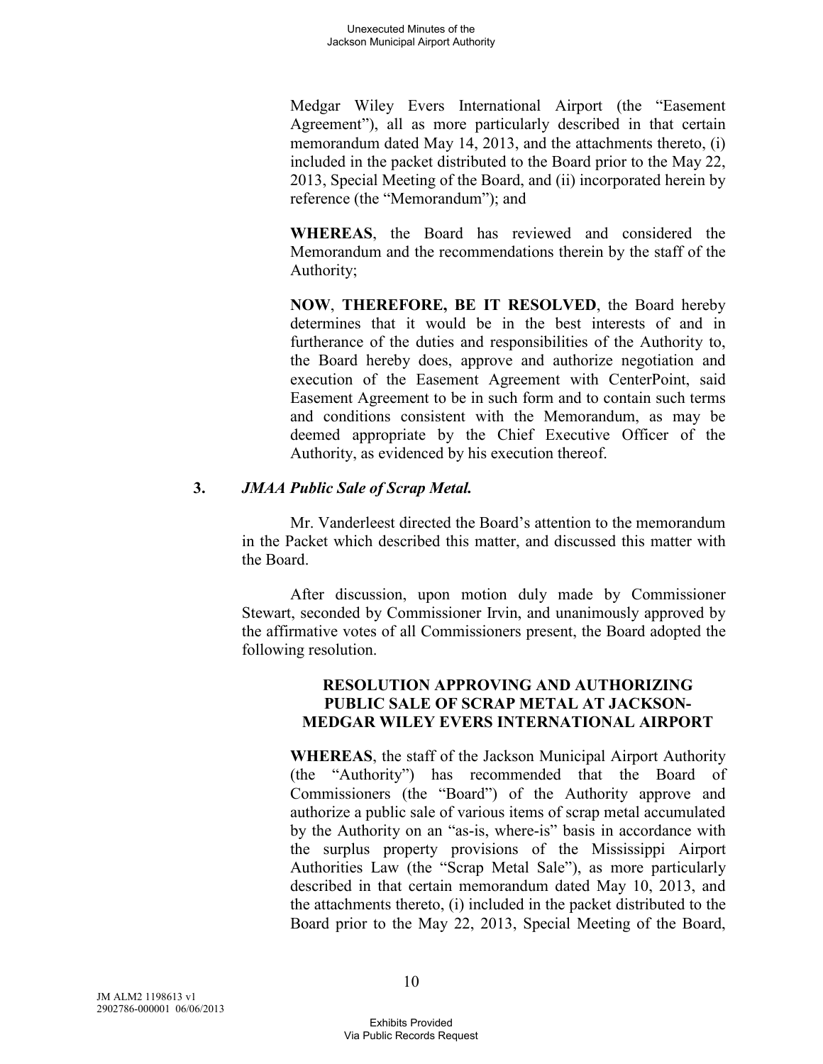Medgar Wiley Evers International Airport (the "Easement Agreement"), all as more particularly described in that certain memorandum dated May 14, 2013, and the attachments thereto, (i) included in the packet distributed to the Board prior to the May 22, 2013, Special Meeting of the Board, and (ii) incorporated herein by reference (the "Memorandum"); and

**WHEREAS**, the Board has reviewed and considered the Memorandum and the recommendations therein by the staff of the Authority;

**NOW**, **THEREFORE, BE IT RESOLVED**, the Board hereby determines that it would be in the best interests of and in furtherance of the duties and responsibilities of the Authority to, the Board hereby does, approve and authorize negotiation and execution of the Easement Agreement with CenterPoint, said Easement Agreement to be in such form and to contain such terms and conditions consistent with the Memorandum, as may be deemed appropriate by the Chief Executive Officer of the Authority, as evidenced by his execution thereof.

**3.** ***JMAA Public Sale of Scrap Metal.***

Mr. Vanderleest directed the Board's attention to the memorandum in the Packet which described this matter, and discussed this matter with the Board.

After discussion, upon motion duly made by Commissioner Stewart, seconded by Commissioner Irvin, and unanimously approved by the affirmative votes of all Commissioners present, the Board adopted the following resolution.

**RESOLUTION APPROVING AND AUTHORIZING PUBLIC SALE OF SCRAP METAL AT JACKSON-MEDGAR WILEY EVERS INTERNATIONAL AIRPORT**

**WHEREAS**, the staff of the Jackson Municipal Airport Authority (the "Authority") has recommended that the Board of Commissioners (the "Board") of the Authority approve and authorize a public sale of various items of scrap metal accumulated by the Authority on an "as-is, where-is" basis in accordance with the surplus property provisions of the Mississippi Airport Authorities Law (the "Scrap Metal Sale"), as more particularly described in that certain memorandum dated May 10, 2013, and the attachments thereto, (i) included in the packet distributed to the Board prior to the May 22, 2013, Special Meeting of the Board,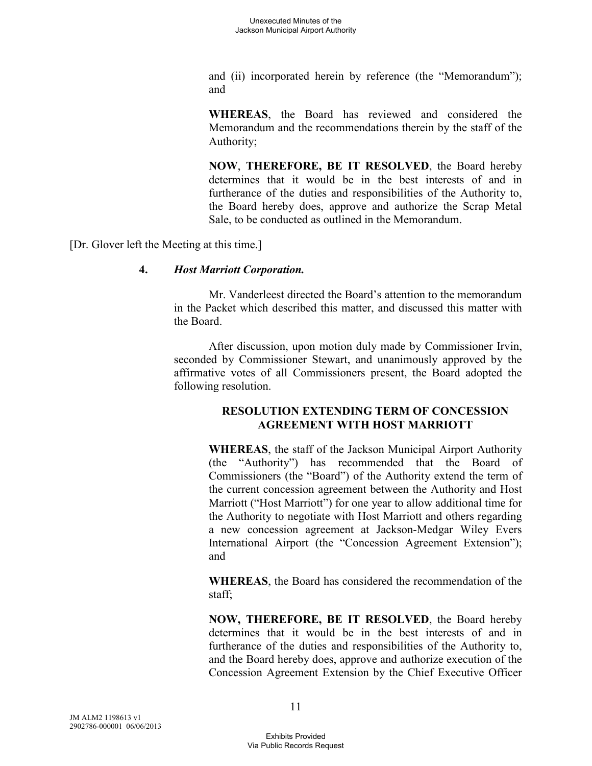and (ii) incorporated herein by reference (the "Memorandum"); and

**WHEREAS**, the Board has reviewed and considered the Memorandum and the recommendations therein by the staff of the Authority;

**NOW**, **THEREFORE, BE IT RESOLVED**, the Board hereby determines that it would be in the best interests of and in furtherance of the duties and responsibilities of the Authority to, the Board hereby does, approve and authorize the Scrap Metal Sale, to be conducted as outlined in the Memorandum.

[Dr. Glover left the Meeting at this time.]

**4.** ***Host Marriott Corporation.***

Mr. Vanderleest directed the Board's attention to the memorandum in the Packet which described this matter, and discussed this matter with the Board.

After discussion, upon motion duly made by Commissioner Irvin, seconded by Commissioner Stewart, and unanimously approved by the affirmative votes of all Commissioners present, the Board adopted the following resolution.

**RESOLUTION EXTENDING TERM OF CONCESSION AGREEMENT WITH HOST MARRIOTT**

**WHEREAS**, the staff of the Jackson Municipal Airport Authority (the "Authority") has recommended that the Board of Commissioners (the "Board") of the Authority extend the term of the current concession agreement between the Authority and Host Marriott ("Host Marriott") for one year to allow additional time for the Authority to negotiate with Host Marriott and others regarding a new concession agreement at Jackson-Medgar Wiley Evers International Airport (the "Concession Agreement Extension"); and

**WHEREAS**, the Board has considered the recommendation of the staff;

**NOW, THEREFORE, BE IT RESOLVED**, the Board hereby determines that it would be in the best interests of and in furtherance of the duties and responsibilities of the Authority to, and the Board hereby does, approve and authorize execution of the Concession Agreement Extension by the Chief Executive Officer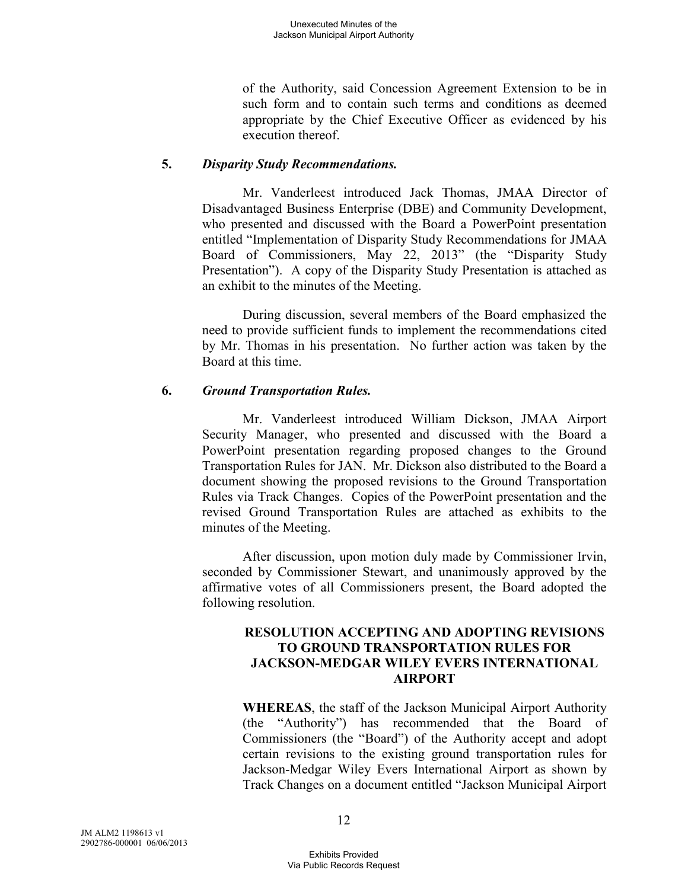of the Authority, said Concession Agreement Extension to be in such form and to contain such terms and conditions as deemed appropriate by the Chief Executive Officer as evidenced by his execution thereof.

**5.** ***Disparity Study Recommendations.***

Mr. Vanderleest introduced Jack Thomas, JMAA Director of Disadvantaged Business Enterprise (DBE) and Community Development, who presented and discussed with the Board a PowerPoint presentation entitled "Implementation of Disparity Study Recommendations for JMAA Board of Commissioners, May 22, 2013" (the "Disparity Study Presentation"). A copy of the Disparity Study Presentation is attached as an exhibit to the minutes of the Meeting.

During discussion, several members of the Board emphasized the need to provide sufficient funds to implement the recommendations cited by Mr. Thomas in his presentation. No further action was taken by the Board at this time.

**6.** ***Ground Transportation Rules.***

Mr. Vanderleest introduced William Dickson, JMAA Airport Security Manager, who presented and discussed with the Board a PowerPoint presentation regarding proposed changes to the Ground Transportation Rules for JAN. Mr. Dickson also distributed to the Board a document showing the proposed revisions to the Ground Transportation Rules via Track Changes. Copies of the PowerPoint presentation and the revised Ground Transportation Rules are attached as exhibits to the minutes of the Meeting.

After discussion, upon motion duly made by Commissioner Irvin, seconded by Commissioner Stewart, and unanimously approved by the affirmative votes of all Commissioners present, the Board adopted the following resolution.

**RESOLUTION ACCEPTING AND ADOPTING REVISIONS TO GROUND TRANSPORTATION RULES FOR JACKSON-MEDGAR WILEY EVERS INTERNATIONAL AIRPORT**

**WHEREAS**, the staff of the Jackson Municipal Airport Authority (the "Authority") has recommended that the Board of Commissioners (the "Board") of the Authority accept and adopt certain revisions to the existing ground transportation rules for Jackson-Medgar Wiley Evers International Airport as shown by Track Changes on a document entitled "Jackson Municipal Airport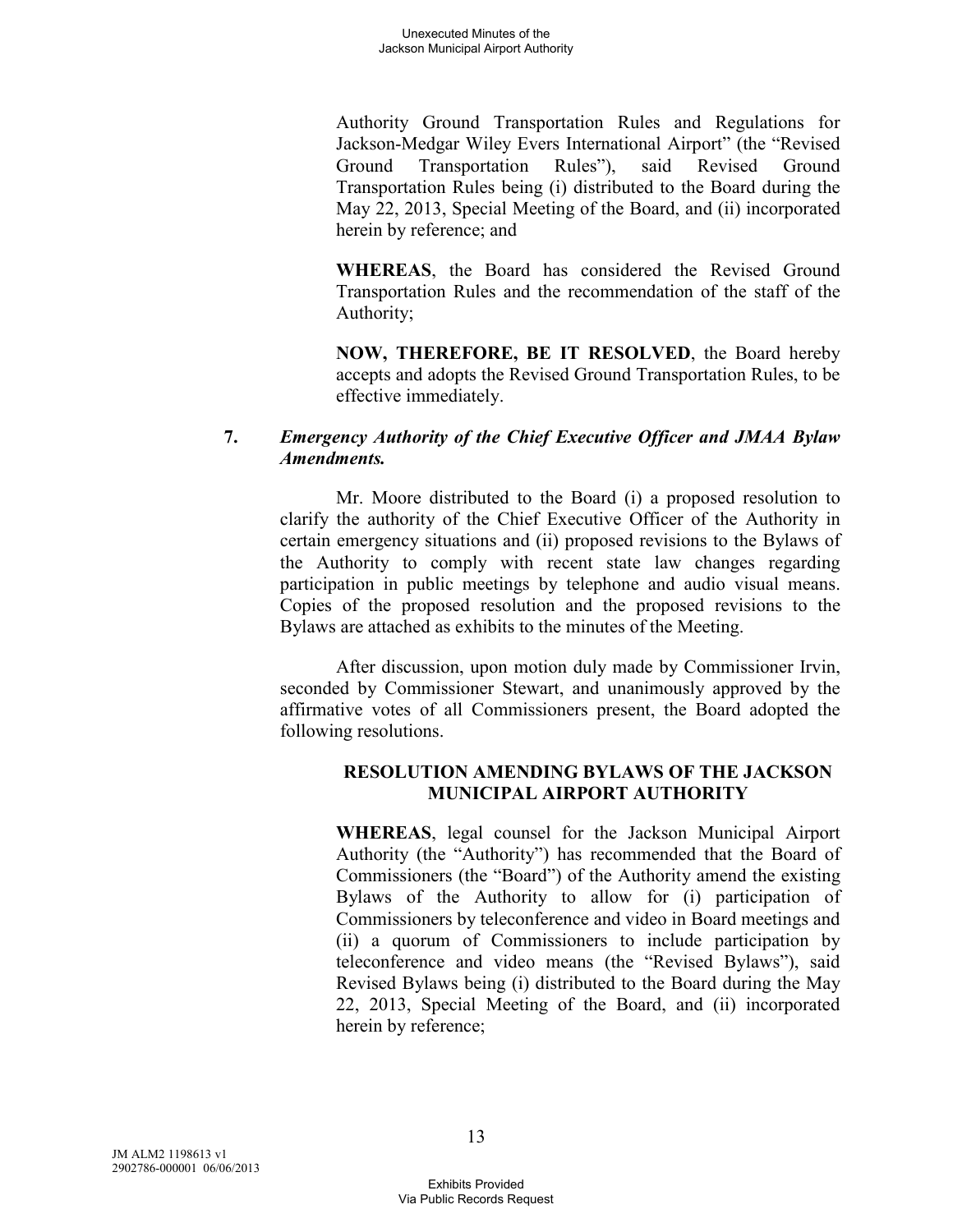Authority Ground Transportation Rules and Regulations for Jackson-Medgar Wiley Evers International Airport" (the "Revised Ground Transportation Rules"), said Revised Ground Transportation Rules being (i) distributed to the Board during the May 22, 2013, Special Meeting of the Board, and (ii) incorporated herein by reference; and

**WHEREAS**, the Board has considered the Revised Ground Transportation Rules and the recommendation of the staff of the Authority;

**NOW, THEREFORE, BE IT RESOLVED**, the Board hereby accepts and adopts the Revised Ground Transportation Rules, to be effective immediately.

**7.** ***Emergency Authority of the Chief Executive Officer and JMAA Bylaw Amendments.***

Mr. Moore distributed to the Board (i) a proposed resolution to clarify the authority of the Chief Executive Officer of the Authority in certain emergency situations and (ii) proposed revisions to the Bylaws of the Authority to comply with recent state law changes regarding participation in public meetings by telephone and audio visual means. Copies of the proposed resolution and the proposed revisions to the Bylaws are attached as exhibits to the minutes of the Meeting.

After discussion, upon motion duly made by Commissioner Irvin, seconded by Commissioner Stewart, and unanimously approved by the affirmative votes of all Commissioners present, the Board adopted the following resolutions.

**RESOLUTION AMENDING BYLAWS OF THE JACKSON MUNICIPAL AIRPORT AUTHORITY**

**WHEREAS**, legal counsel for the Jackson Municipal Airport Authority (the "Authority") has recommended that the Board of Commissioners (the "Board") of the Authority amend the existing Bylaws of the Authority to allow for (i) participation of Commissioners by teleconference and video in Board meetings and (ii) a quorum of Commissioners to include participation by teleconference and video means (the "Revised Bylaws"), said Revised Bylaws being (i) distributed to the Board during the May 22, 2013, Special Meeting of the Board, and (ii) incorporated herein by reference;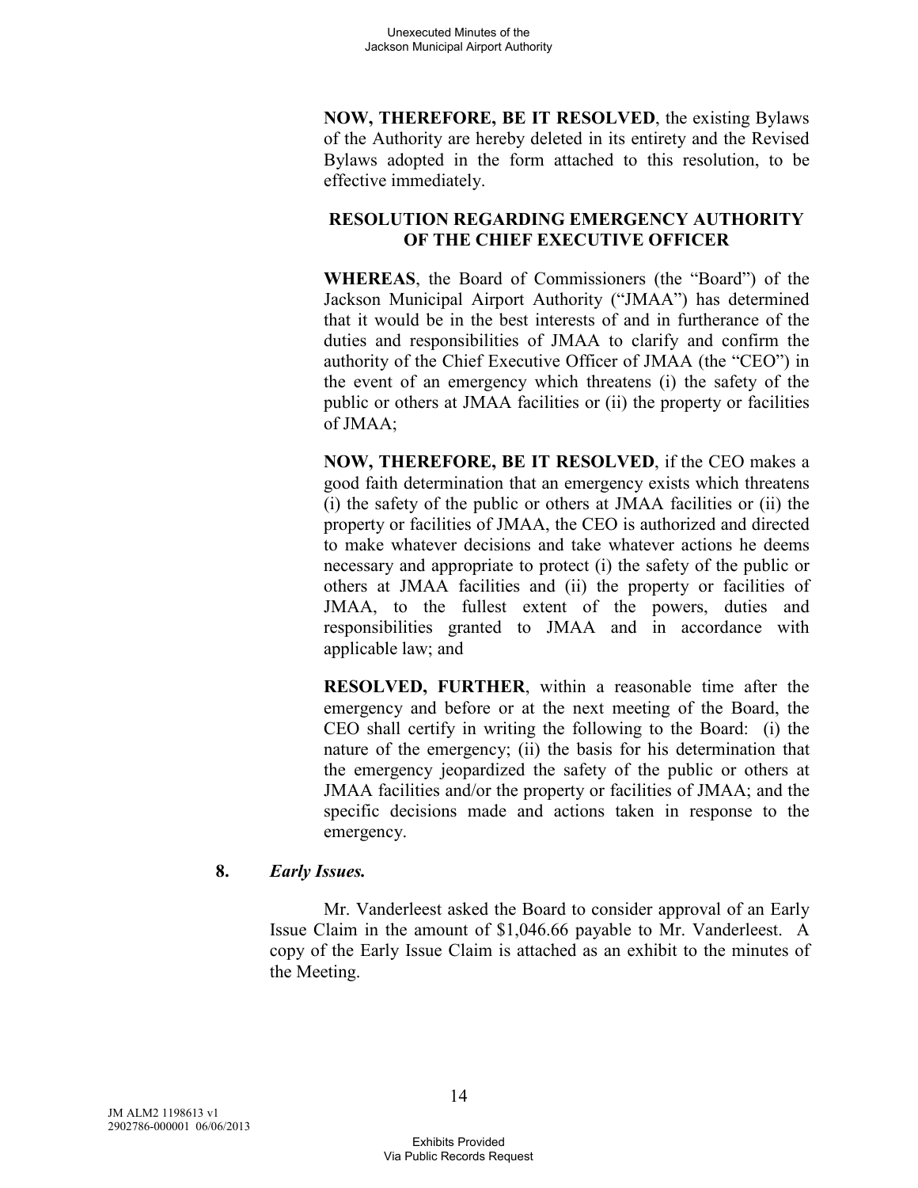**NOW, THEREFORE, BE IT RESOLVED**, the existing Bylaws of the Authority are hereby deleted in its entirety and the Revised Bylaws adopted in the form attached to this resolution, to be effective immediately.

**RESOLUTION REGARDING EMERGENCY AUTHORITY OF THE CHIEF EXECUTIVE OFFICER**

**WHEREAS**, the Board of Commissioners (the "Board") of the Jackson Municipal Airport Authority ("JMAA") has determined that it would be in the best interests of and in furtherance of the duties and responsibilities of JMAA to clarify and confirm the authority of the Chief Executive Officer of JMAA (the "CEO") in the event of an emergency which threatens (i) the safety of the public or others at JMAA facilities or (ii) the property or facilities of JMAA;

**NOW, THEREFORE, BE IT RESOLVED**, if the CEO makes a good faith determination that an emergency exists which threatens (i) the safety of the public or others at JMAA facilities or (ii) the property or facilities of JMAA, the CEO is authorized and directed to make whatever decisions and take whatever actions he deems necessary and appropriate to protect (i) the safety of the public or others at JMAA facilities and (ii) the property or facilities of JMAA, to the fullest extent of the powers, duties and responsibilities granted to JMAA and in accordance with applicable law; and

**RESOLVED, FURTHER**, within a reasonable time after the emergency and before or at the next meeting of the Board, the CEO shall certify in writing the following to the Board: (i) the nature of the emergency; (ii) the basis for his determination that the emergency jeopardized the safety of the public or others at JMAA facilities and/or the property or facilities of JMAA; and the specific decisions made and actions taken in response to the emergency.

**8.** ***Early Issues.***

Mr. Vanderleest asked the Board to consider approval of an Early Issue Claim in the amount of $1,046.66 payable to Mr. Vanderleest. A copy of the Early Issue Claim is attached as an exhibit to the minutes of the Meeting.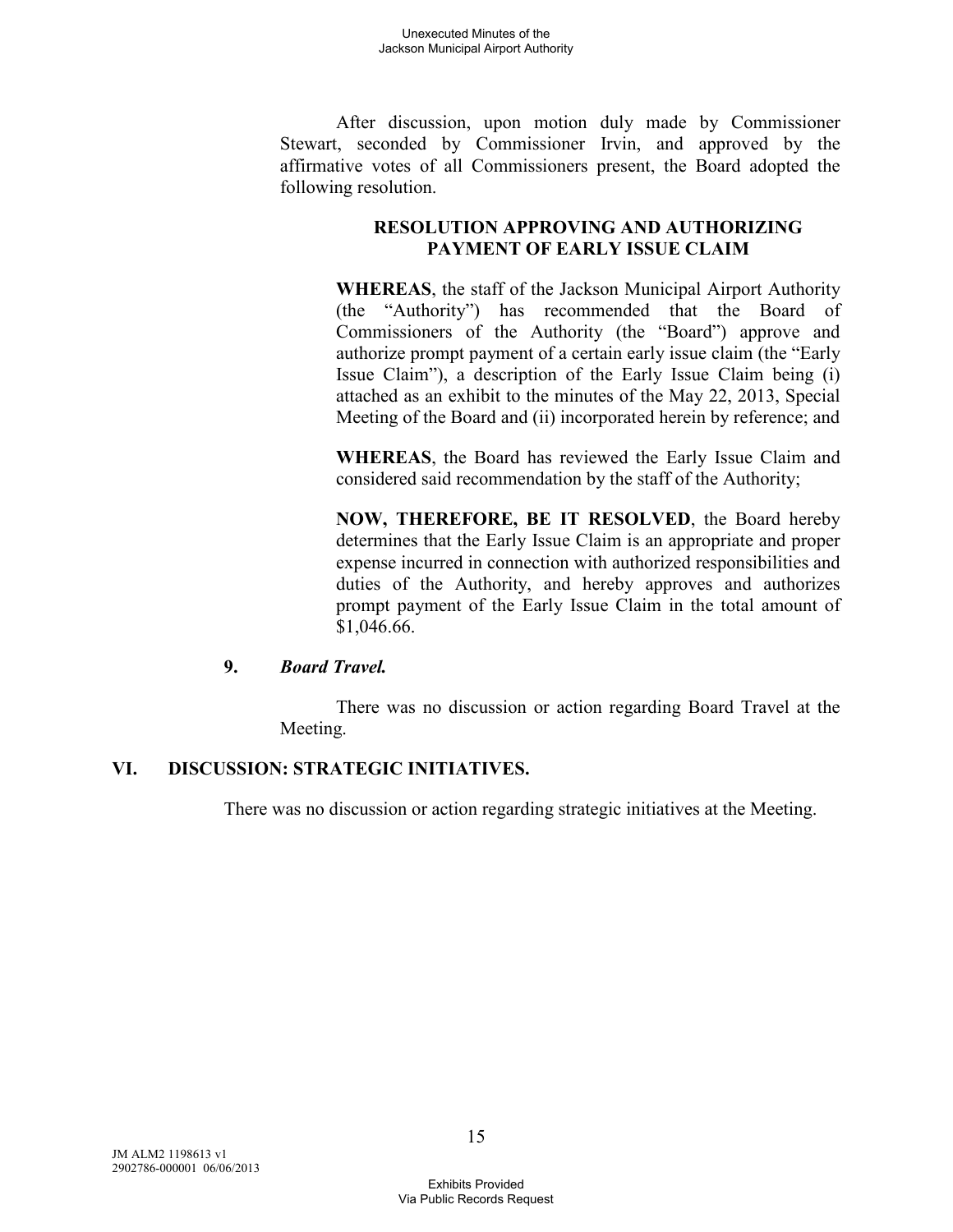After discussion, upon motion duly made by Commissioner Stewart, seconded by Commissioner Irvin, and approved by the affirmative votes of all Commissioners present, the Board adopted the following resolution.

**RESOLUTION APPROVING AND AUTHORIZING PAYMENT OF EARLY ISSUE CLAIM**

**WHEREAS**, the staff of the Jackson Municipal Airport Authority (the "Authority") has recommended that the Board of Commissioners of the Authority (the "Board") approve and authorize prompt payment of a certain early issue claim (the "Early Issue Claim"), a description of the Early Issue Claim being (i) attached as an exhibit to the minutes of the May 22, 2013, Special Meeting of the Board and (ii) incorporated herein by reference; and

**WHEREAS**, the Board has reviewed the Early Issue Claim and considered said recommendation by the staff of the Authority;

**NOW, THEREFORE, BE IT RESOLVED**, the Board hereby determines that the Early Issue Claim is an appropriate and proper expense incurred in connection with authorized responsibilities and duties of the Authority, and hereby approves and authorizes prompt payment of the Early Issue Claim in the total amount of $1,046.66.

**9.** ***Board Travel.***

There was no discussion or action regarding Board Travel at the Meeting.

## VI. DISCUSSION: STRATEGIC INITIATIVES.

There was no discussion or action regarding strategic initiatives at the Meeting.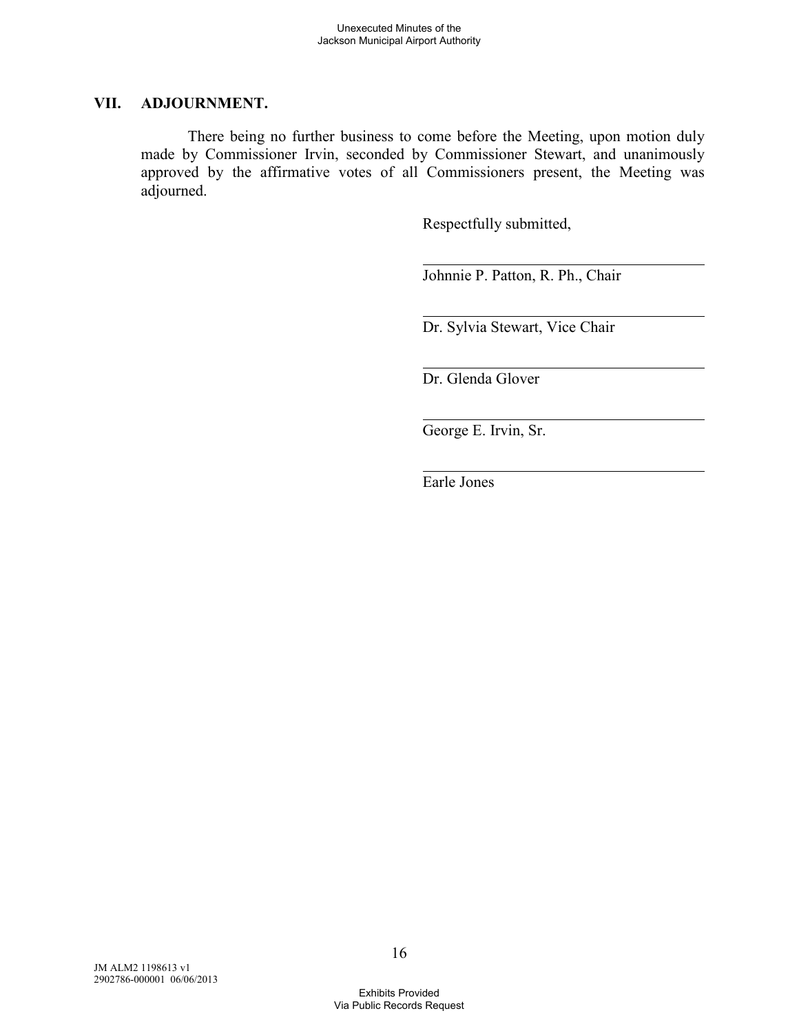## VII. ADJOURNMENT.

There being no further business to come before the Meeting, upon motion duly made by Commissioner Irvin, seconded by Commissioner Stewart, and unanimously approved by the affirmative votes of all Commissioners present, the Meeting was adjourned.

Respectfully submitted,

\_\_\_\_\_\_\_\_\_\_\_\_\_\_\_\_\_\_\_\_\_\_\_\_\_\_\_\_\_\_\_\_\_\_\_\_

Johnnie P. Patton, R. Ph., Chair

\_\_\_\_\_\_\_\_\_\_\_\_\_\_\_\_\_\_\_\_\_\_\_\_\_\_\_\_\_\_\_\_\_\_\_\_

Dr. Sylvia Stewart, Vice Chair

\_\_\_\_\_\_\_\_\_\_\_\_\_\_\_\_\_\_\_\_\_\_\_\_\_\_\_\_\_\_\_\_\_\_\_\_

Dr. Glenda Glover

\_\_\_\_\_\_\_\_\_\_\_\_\_\_\_\_\_\_\_\_\_\_\_\_\_\_\_\_\_\_\_\_\_\_\_\_

George E. Irvin, Sr.

\_\_\_\_\_\_\_\_\_\_\_\_\_\_\_\_\_\_\_\_\_\_\_\_\_\_\_\_\_\_\_\_\_\_\_\_

Earle Jones

JM ALM2 1198613 v1
2902786-000001 06/06/2013